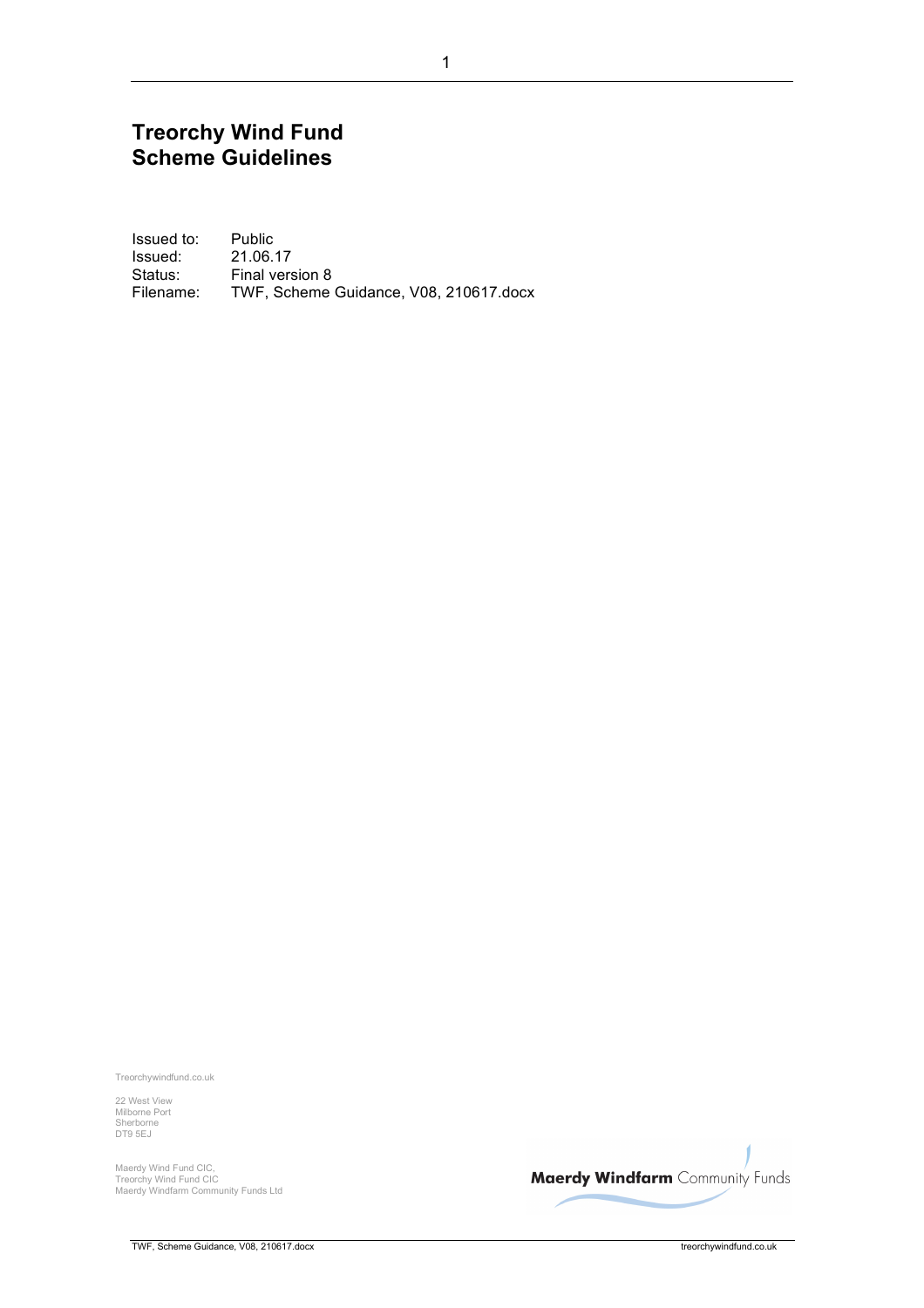# Treorchy Wind Fund
# Scheme Guidelines

| | |
|---|---|
| Issued to: | Public |
| Issued: | 21.06.17 |
| Status: | Final version 8 |
| Filename: | TWF, Scheme Guidance, V08, 210617.docx |

Treorchywindfund.co.uk

22 West View
Milborne Port
Sherborne
DT9 5EJ

Maerdy Wind Fund CIC,
Treorchy Wind Fund CIC
Maerdy Windfarm Community Funds Ltd

**Maerdy Windfarm** Community Funds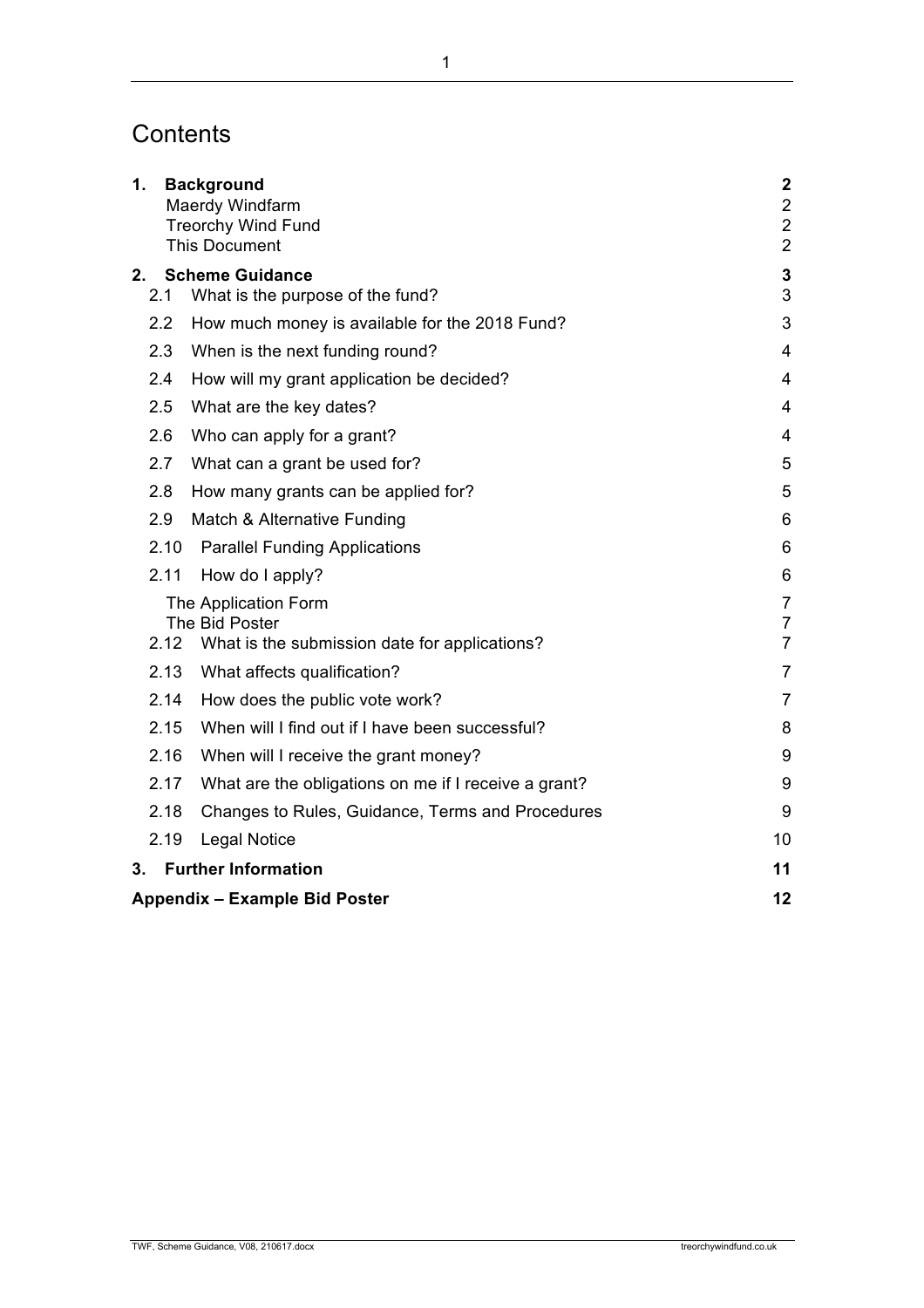# Contents

| | | |
|---|---|---|
| **1.** | **Background** | **2** |
| | Maerdy Windfarm | 2 |
| | Treorchy Wind Fund | 2 |
| | This Document | 2 |
| **2.** | **Scheme Guidance** | **3** |
| 2.1 | What is the purpose of the fund? | 3 |
| 2.2 | How much money is available for the 2018 Fund? | 3 |
| 2.3 | When is the next funding round? | 4 |
| 2.4 | How will my grant application be decided? | 4 |
| 2.5 | What are the key dates? | 4 |
| 2.6 | Who can apply for a grant? | 4 |
| 2.7 | What can a grant be used for? | 5 |
| 2.8 | How many grants can be applied for? | 5 |
| 2.9 | Match & Alternative Funding | 6 |
| 2.10 | Parallel Funding Applications | 6 |
| 2.11 | How do I apply? | 6 |
| | The Application Form | 7 |
| | The Bid Poster | 7 |
| 2.12 | What is the submission date for applications? | 7 |
| 2.13 | What affects qualification? | 7 |
| 2.14 | How does the public vote work? | 7 |
| 2.15 | When will I find out if I have been successful? | 8 |
| 2.16 | When will I receive the grant money? | 9 |
| 2.17 | What are the obligations on me if I receive a grant? | 9 |
| 2.18 | Changes to Rules, Guidance, Terms and Procedures | 9 |
| 2.19 | Legal Notice | 10 |
| **3.** | **Further Information** | **11** |
| | **Appendix – Example Bid Poster** | **12** |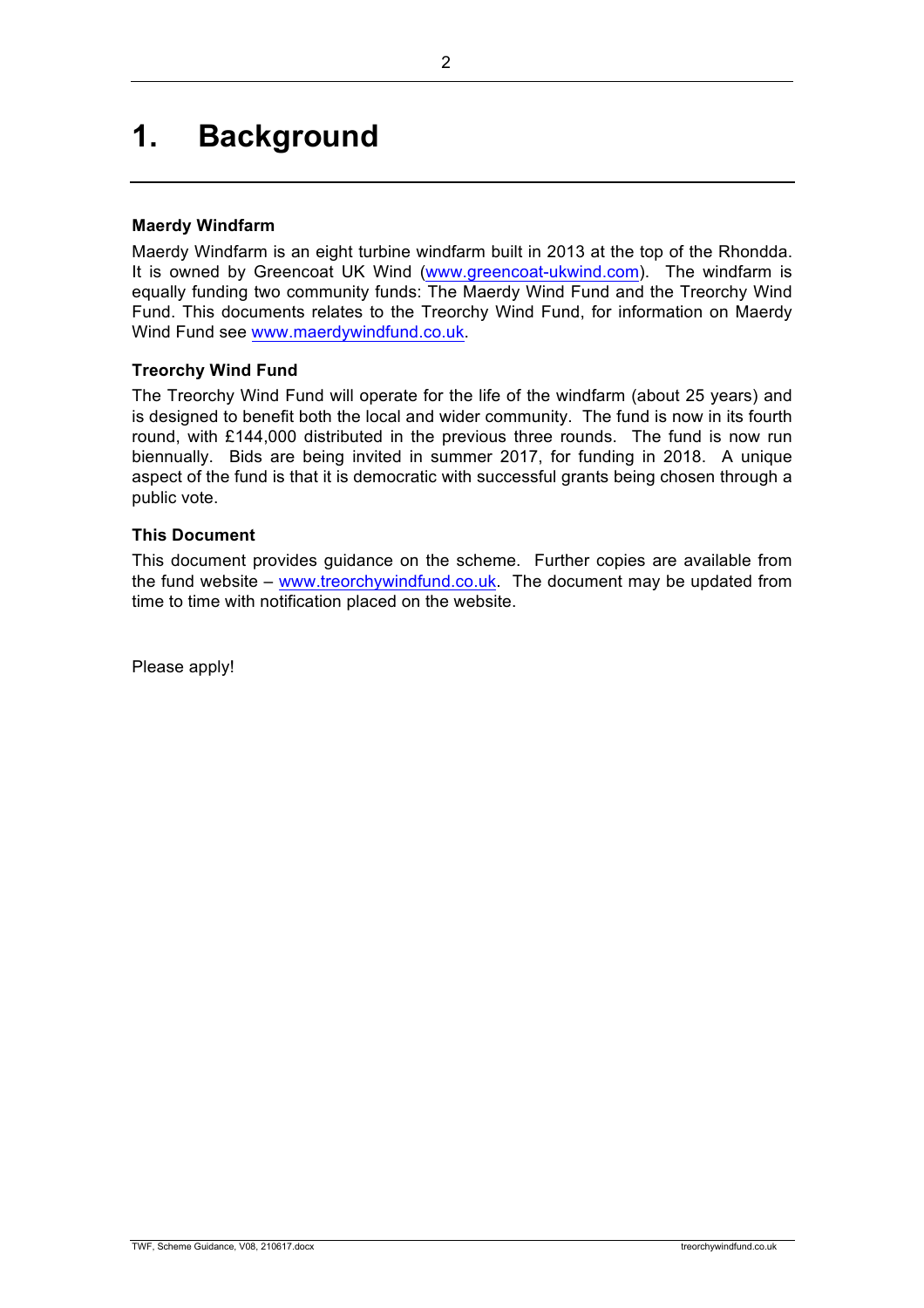# 1. Background

**Maerdy Windfarm**

Maerdy Windfarm is an eight turbine windfarm built in 2013 at the top of the Rhondda. It is owned by Greencoat UK Wind (www.greencoat-ukwind.com). The windfarm is equally funding two community funds: The Maerdy Wind Fund and the Treorchy Wind Fund. This documents relates to the Treorchy Wind Fund, for information on Maerdy Wind Fund see www.maerdywindfund.co.uk.

**Treorchy Wind Fund**

The Treorchy Wind Fund will operate for the life of the windfarm (about 25 years) and is designed to benefit both the local and wider community. The fund is now in its fourth round, with £144,000 distributed in the previous three rounds. The fund is now run biennually. Bids are being invited in summer 2017, for funding in 2018. A unique aspect of the fund is that it is democratic with successful grants being chosen through a public vote.

**This Document**

This document provides guidance on the scheme. Further copies are available from the fund website – www.treorchywindfund.co.uk. The document may be updated from time to time with notification placed on the website.

Please apply!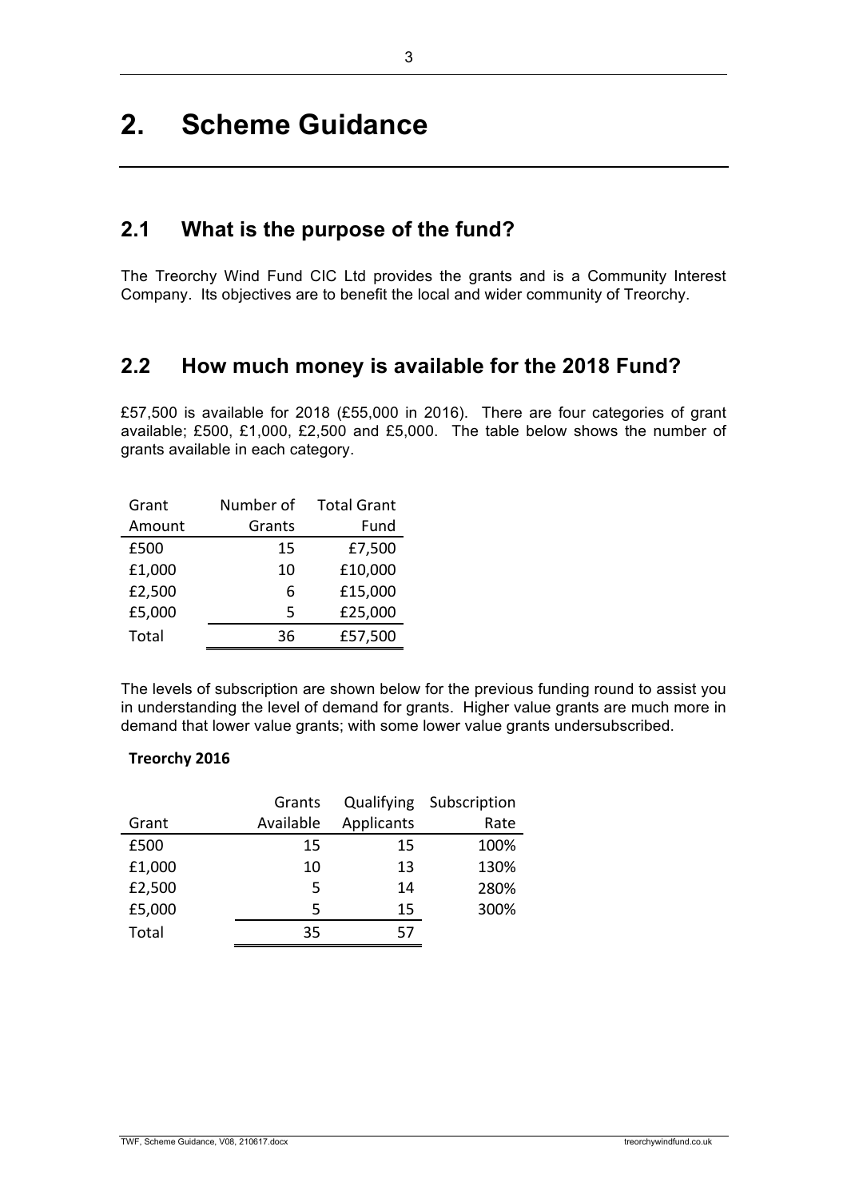# 2. Scheme Guidance

## 2.1 What is the purpose of the fund?

The Treorchy Wind Fund CIC Ltd provides the grants and is a Community Interest Company. Its objectives are to benefit the local and wider community of Treorchy.

## 2.2 How much money is available for the 2018 Fund?

£57,500 is available for 2018 (£55,000 in 2016). There are four categories of grant available; £500, £1,000, £2,500 and £5,000. The table below shows the number of grants available in each category.

| Grant Amount | Number of Grants | Total Grant Fund |
|---|---|---|
| £500 | 15 | £7,500 |
| £1,000 | 10 | £10,000 |
| £2,500 | 6 | £15,000 |
| £5,000 | 5 | £25,000 |
| Total | 36 | £57,500 |

The levels of subscription are shown below for the previous funding round to assist you in understanding the level of demand for grants. Higher value grants are much more in demand that lower value grants; with some lower value grants undersubscribed.

**Treorchy 2016**

| Grant | Grants Available | Qualifying Applicants | Subscription Rate |
|---|---|---|---|
| £500 | 15 | 15 | 100% |
| £1,000 | 10 | 13 | 130% |
| £2,500 | 5 | 14 | 280% |
| £5,000 | 5 | 15 | 300% |
| Total | 35 | 57 | |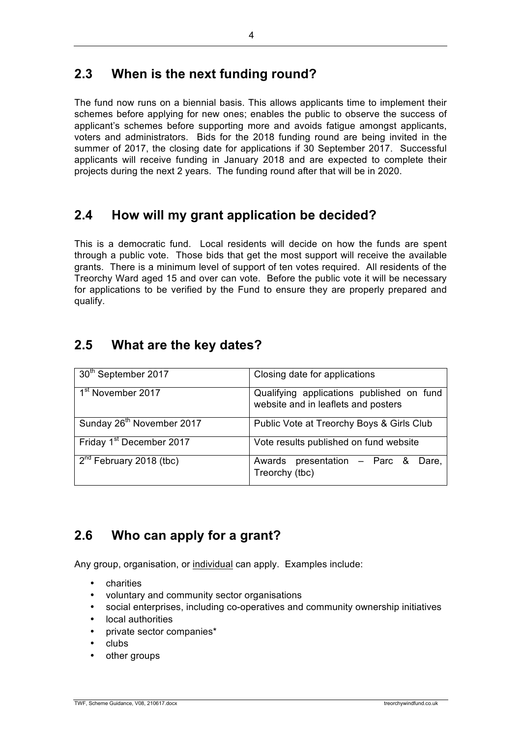## 2.3 When is the next funding round?

The fund now runs on a biennial basis. This allows applicants time to implement their schemes before applying for new ones; enables the public to observe the success of applicant's schemes before supporting more and avoids fatigue amongst applicants, voters and administrators. Bids for the 2018 funding round are being invited in the summer of 2017, the closing date for applications if 30 September 2017. Successful applicants will receive funding in January 2018 and are expected to complete their projects during the next 2 years. The funding round after that will be in 2020.

## 2.4 How will my grant application be decided?

This is a democratic fund. Local residents will decide on how the funds are spent through a public vote. Those bids that get the most support will receive the available grants. There is a minimum level of support of ten votes required. All residents of the Treorchy Ward aged 15 and over can vote. Before the public vote it will be necessary for applications to be verified by the Fund to ensure they are properly prepared and qualify.

## 2.5 What are the key dates?

| | |
|---|---|
| 30th September 2017 | Closing date for applications |
| 1st November 2017 | Qualifying applications published on fund website and in leaflets and posters |
| Sunday 26th November 2017 | Public Vote at Treorchy Boys & Girls Club |
| Friday 1st December 2017 | Vote results published on fund website |
| 2nd February 2018 (tbc) | Awards presentation – Parc & Dare, Treorchy (tbc) |

## 2.6 Who can apply for a grant?

Any group, organisation, or <u>individual</u> can apply. Examples include:

- charities
- voluntary and community sector organisations
- social enterprises, including co-operatives and community ownership initiatives
- local authorities
- private sector companies*
- clubs
- other groups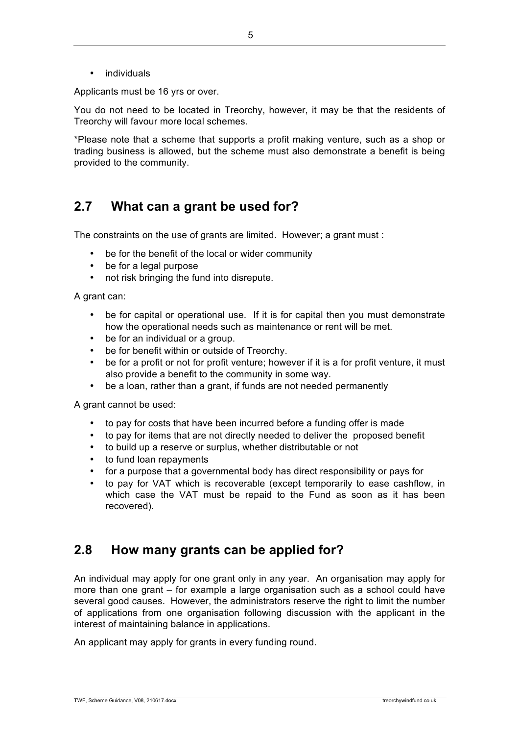- individuals

Applicants must be 16 yrs or over.

You do not need to be located in Treorchy, however, it may be that the residents of Treorchy will favour more local schemes.

*Please note that a scheme that supports a profit making venture, such as a shop or trading business is allowed, but the scheme must also demonstrate a benefit is being provided to the community.

## 2.7 What can a grant be used for?

The constraints on the use of grants are limited. However; a grant must :

- be for the benefit of the local or wider community
- be for a legal purpose
- not risk bringing the fund into disrepute.

A grant can:

- be for capital or operational use. If it is for capital then you must demonstrate how the operational needs such as maintenance or rent will be met.
- be for an individual or a group.
- be for benefit within or outside of Treorchy.
- be for a profit or not for profit venture; however if it is a for profit venture, it must also provide a benefit to the community in some way.
- be a loan, rather than a grant, if funds are not needed permanently

A grant cannot be used:

- to pay for costs that have been incurred before a funding offer is made
- to pay for items that are not directly needed to deliver the proposed benefit
- to build up a reserve or surplus, whether distributable or not
- to fund loan repayments
- for a purpose that a governmental body has direct responsibility or pays for
- to pay for VAT which is recoverable (except temporarily to ease cashflow, in which case the VAT must be repaid to the Fund as soon as it has been recovered).

## 2.8 How many grants can be applied for?

An individual may apply for one grant only in any year. An organisation may apply for more than one grant – for example a large organisation such as a school could have several good causes. However, the administrators reserve the right to limit the number of applications from one organisation following discussion with the applicant in the interest of maintaining balance in applications.

An applicant may apply for grants in every funding round.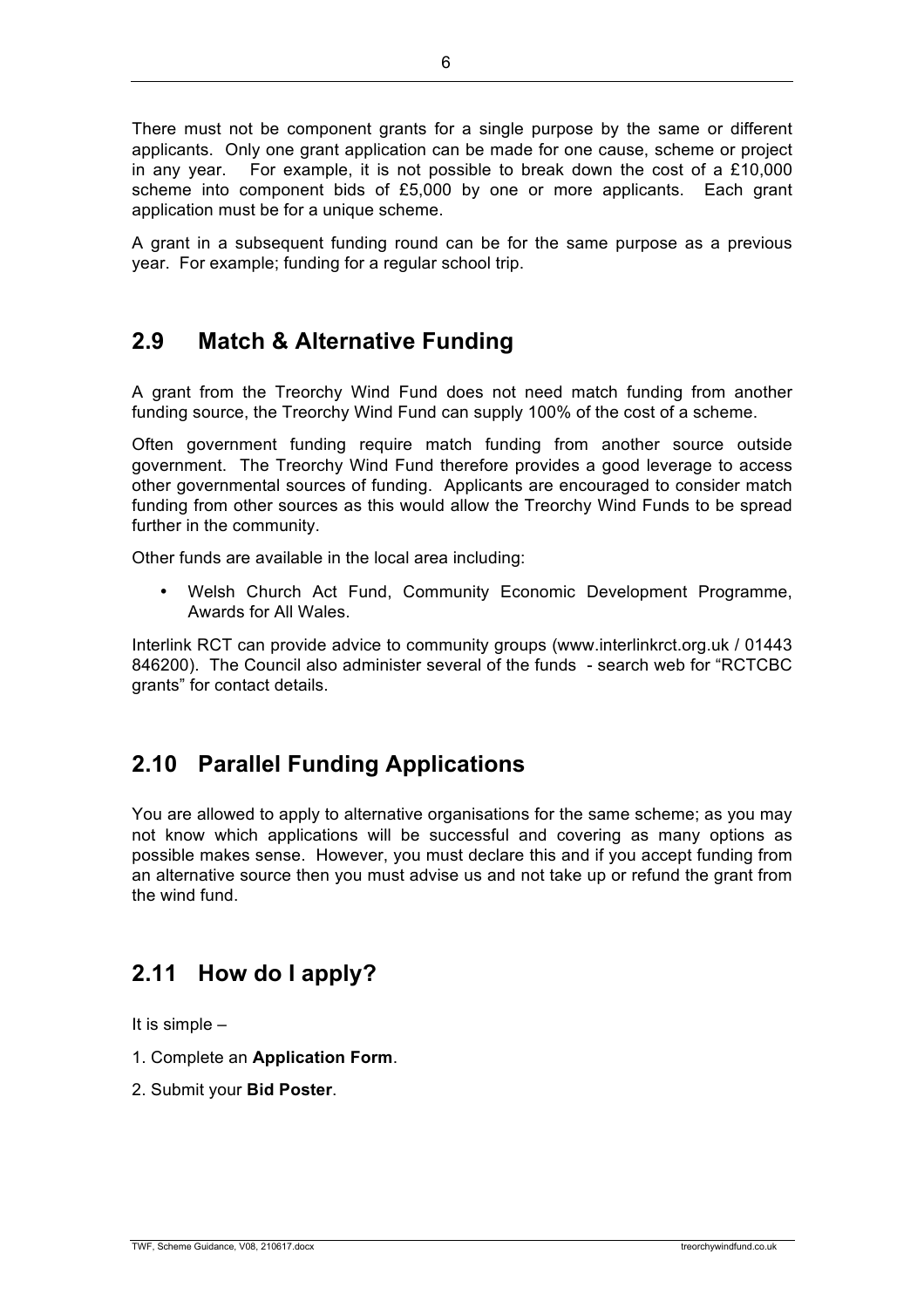There must not be component grants for a single purpose by the same or different applicants. Only one grant application can be made for one cause, scheme or project in any year. For example, it is not possible to break down the cost of a £10,000 scheme into component bids of £5,000 by one or more applicants. Each grant application must be for a unique scheme.

A grant in a subsequent funding round can be for the same purpose as a previous year. For example; funding for a regular school trip.

## 2.9 Match & Alternative Funding

A grant from the Treorchy Wind Fund does not need match funding from another funding source, the Treorchy Wind Fund can supply 100% of the cost of a scheme.

Often government funding require match funding from another source outside government. The Treorchy Wind Fund therefore provides a good leverage to access other governmental sources of funding. Applicants are encouraged to consider match funding from other sources as this would allow the Treorchy Wind Funds to be spread further in the community.

Other funds are available in the local area including:

- Welsh Church Act Fund, Community Economic Development Programme, Awards for All Wales.

Interlink RCT can provide advice to community groups (www.interlinkrct.org.uk / 01443 846200). The Council also administer several of the funds - search web for "RCTCBC grants" for contact details.

## 2.10 Parallel Funding Applications

You are allowed to apply to alternative organisations for the same scheme; as you may not know which applications will be successful and covering as many options as possible makes sense. However, you must declare this and if you accept funding from an alternative source then you must advise us and not take up or refund the grant from the wind fund.

## 2.11 How do I apply?

It is simple –

1. Complete an **Application Form**.
2. Submit your **Bid Poster**.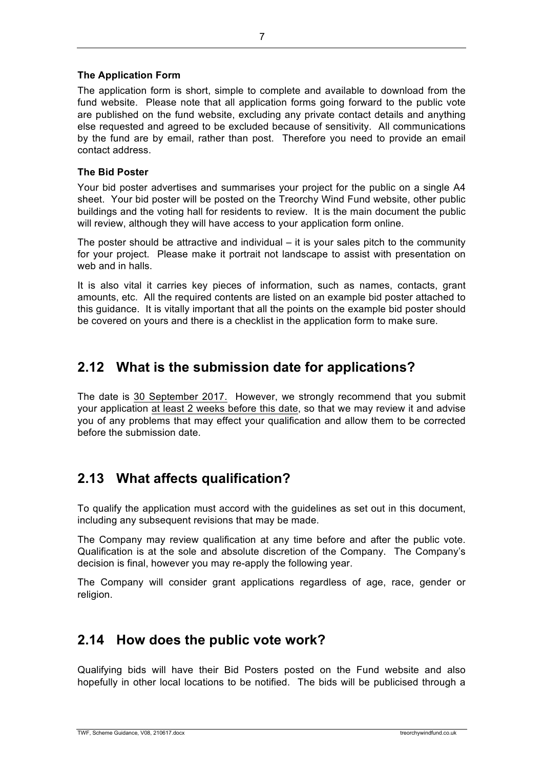**The Application Form**

The application form is short, simple to complete and available to download from the fund website. Please note that all application forms going forward to the public vote are published on the fund website, excluding any private contact details and anything else requested and agreed to be excluded because of sensitivity. All communications by the fund are by email, rather than post. Therefore you need to provide an email contact address.

**The Bid Poster**

Your bid poster advertises and summarises your project for the public on a single A4 sheet. Your bid poster will be posted on the Treorchy Wind Fund website, other public buildings and the voting hall for residents to review. It is the main document the public will review, although they will have access to your application form online.

The poster should be attractive and individual – it is your sales pitch to the community for your project. Please make it portrait not landscape to assist with presentation on web and in halls.

It is also vital it carries key pieces of information, such as names, contacts, grant amounts, etc. All the required contents are listed on an example bid poster attached to this guidance. It is vitally important that all the points on the example bid poster should be covered on yours and there is a checklist in the application form to make sure.

## 2.12 What is the submission date for applications?

The date is 30 September 2017. However, we strongly recommend that you submit your application at least 2 weeks before this date, so that we may review it and advise you of any problems that may effect your qualification and allow them to be corrected before the submission date.

## 2.13 What affects qualification?

To qualify the application must accord with the guidelines as set out in this document, including any subsequent revisions that may be made.

The Company may review qualification at any time before and after the public vote. Qualification is at the sole and absolute discretion of the Company. The Company's decision is final, however you may re-apply the following year.

The Company will consider grant applications regardless of age, race, gender or religion.

## 2.14 How does the public vote work?

Qualifying bids will have their Bid Posters posted on the Fund website and also hopefully in other local locations to be notified. The bids will be publicised through a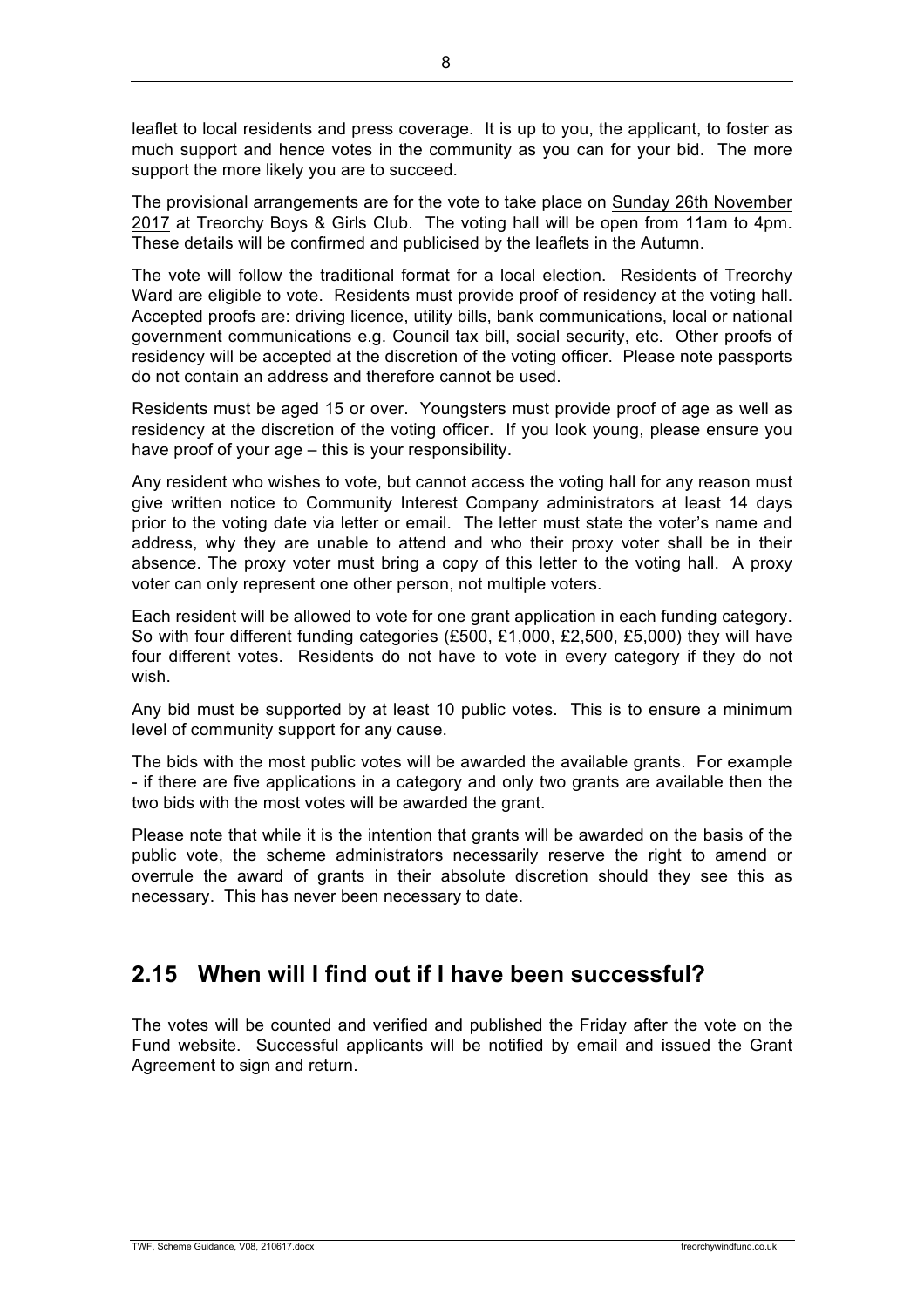leaflet to local residents and press coverage. It is up to you, the applicant, to foster as much support and hence votes in the community as you can for your bid. The more support the more likely you are to succeed.

The provisional arrangements are for the vote to take place on Sunday 26th November 2017 at Treorchy Boys & Girls Club. The voting hall will be open from 11am to 4pm. These details will be confirmed and publicised by the leaflets in the Autumn.

The vote will follow the traditional format for a local election. Residents of Treorchy Ward are eligible to vote. Residents must provide proof of residency at the voting hall. Accepted proofs are: driving licence, utility bills, bank communications, local or national government communications e.g. Council tax bill, social security, etc. Other proofs of residency will be accepted at the discretion of the voting officer. Please note passports do not contain an address and therefore cannot be used.

Residents must be aged 15 or over. Youngsters must provide proof of age as well as residency at the discretion of the voting officer. If you look young, please ensure you have proof of your age – this is your responsibility.

Any resident who wishes to vote, but cannot access the voting hall for any reason must give written notice to Community Interest Company administrators at least 14 days prior to the voting date via letter or email. The letter must state the voter's name and address, why they are unable to attend and who their proxy voter shall be in their absence. The proxy voter must bring a copy of this letter to the voting hall. A proxy voter can only represent one other person, not multiple voters.

Each resident will be allowed to vote for one grant application in each funding category. So with four different funding categories (£500, £1,000, £2,500, £5,000) they will have four different votes. Residents do not have to vote in every category if they do not wish.

Any bid must be supported by at least 10 public votes. This is to ensure a minimum level of community support for any cause.

The bids with the most public votes will be awarded the available grants. For example - if there are five applications in a category and only two grants are available then the two bids with the most votes will be awarded the grant.

Please note that while it is the intention that grants will be awarded on the basis of the public vote, the scheme administrators necessarily reserve the right to amend or overrule the award of grants in their absolute discretion should they see this as necessary. This has never been necessary to date.

## 2.15 When will I find out if I have been successful?

The votes will be counted and verified and published the Friday after the vote on the Fund website. Successful applicants will be notified by email and issued the Grant Agreement to sign and return.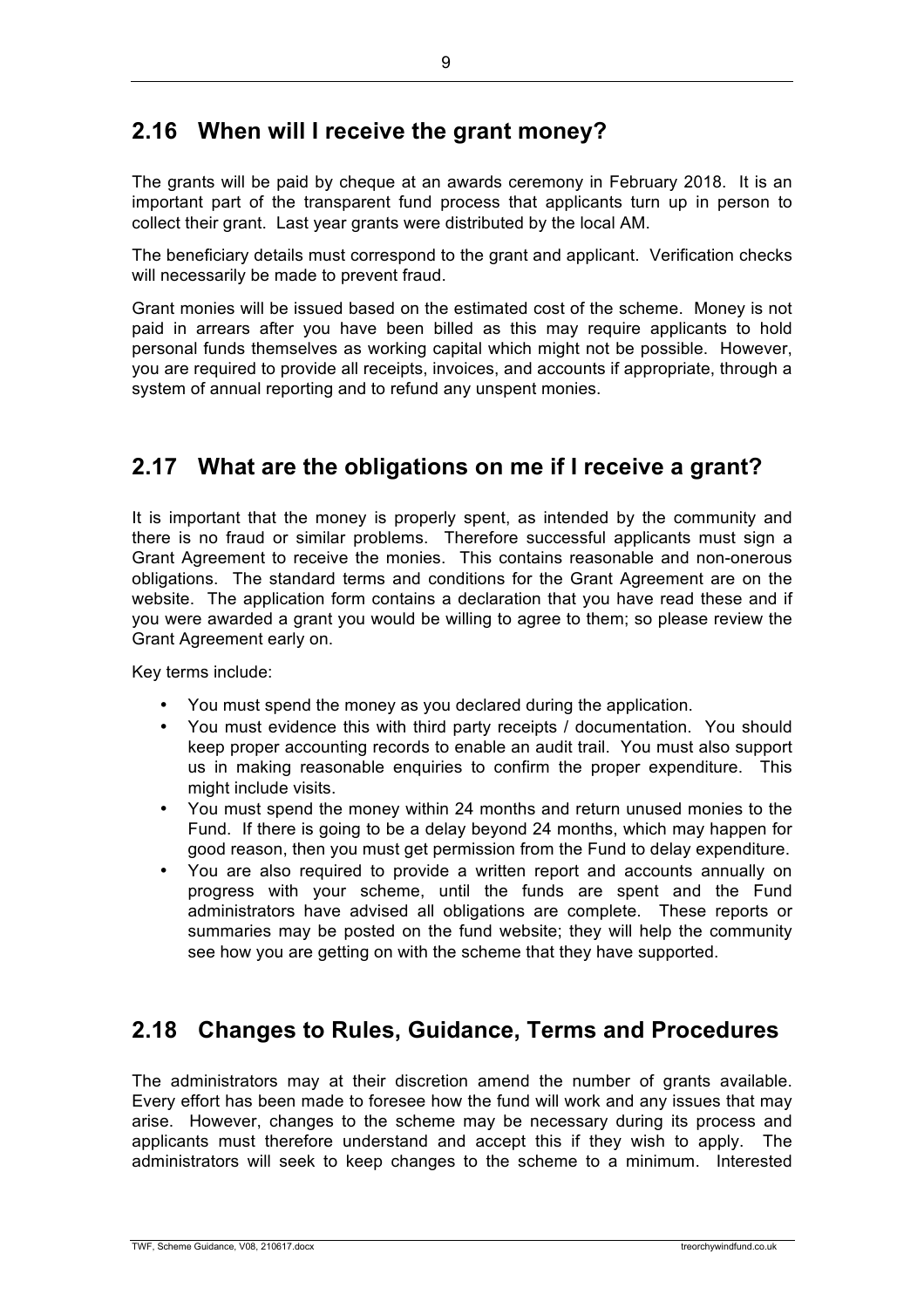## 2.16 When will I receive the grant money?

The grants will be paid by cheque at an awards ceremony in February 2018. It is an important part of the transparent fund process that applicants turn up in person to collect their grant. Last year grants were distributed by the local AM.

The beneficiary details must correspond to the grant and applicant. Verification checks will necessarily be made to prevent fraud.

Grant monies will be issued based on the estimated cost of the scheme. Money is not paid in arrears after you have been billed as this may require applicants to hold personal funds themselves as working capital which might not be possible. However, you are required to provide all receipts, invoices, and accounts if appropriate, through a system of annual reporting and to refund any unspent monies.

## 2.17 What are the obligations on me if I receive a grant?

It is important that the money is properly spent, as intended by the community and there is no fraud or similar problems. Therefore successful applicants must sign a Grant Agreement to receive the monies. This contains reasonable and non-onerous obligations. The standard terms and conditions for the Grant Agreement are on the website. The application form contains a declaration that you have read these and if you were awarded a grant you would be willing to agree to them; so please review the Grant Agreement early on.

Key terms include:

- You must spend the money as you declared during the application.
- You must evidence this with third party receipts / documentation. You should keep proper accounting records to enable an audit trail. You must also support us in making reasonable enquiries to confirm the proper expenditure. This might include visits.
- You must spend the money within 24 months and return unused monies to the Fund. If there is going to be a delay beyond 24 months, which may happen for good reason, then you must get permission from the Fund to delay expenditure.
- You are also required to provide a written report and accounts annually on progress with your scheme, until the funds are spent and the Fund administrators have advised all obligations are complete. These reports or summaries may be posted on the fund website; they will help the community see how you are getting on with the scheme that they have supported.

## 2.18 Changes to Rules, Guidance, Terms and Procedures

The administrators may at their discretion amend the number of grants available. Every effort has been made to foresee how the fund will work and any issues that may arise. However, changes to the scheme may be necessary during its process and applicants must therefore understand and accept this if they wish to apply. The administrators will seek to keep changes to the scheme to a minimum. Interested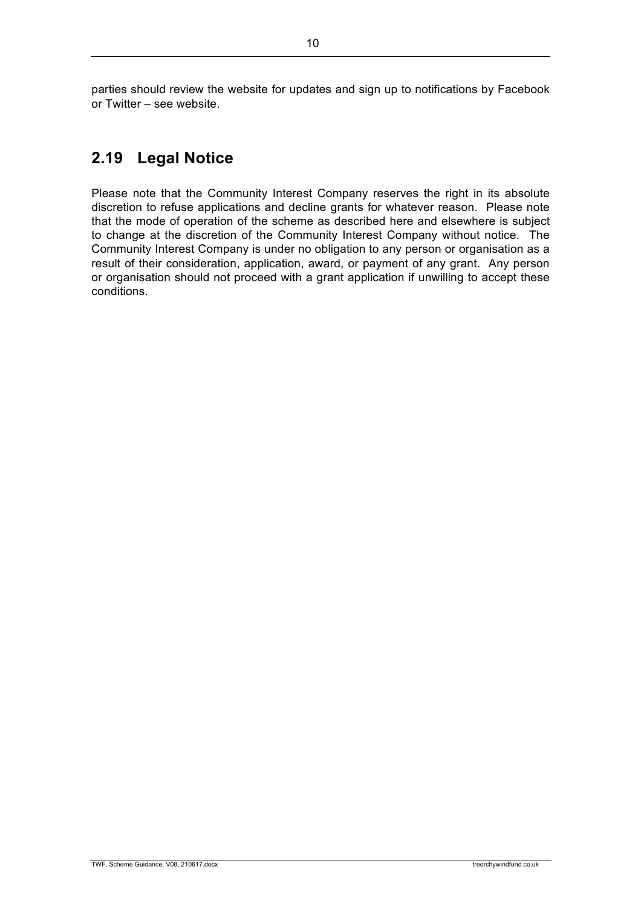parties should review the website for updates and sign up to notifications by Facebook or Twitter – see website.

## 2.19 Legal Notice

Please note that the Community Interest Company reserves the right in its absolute discretion to refuse applications and decline grants for whatever reason. Please note that the mode of operation of the scheme as described here and elsewhere is subject to change at the discretion of the Community Interest Company without notice. The Community Interest Company is under no obligation to any person or organisation as a result of their consideration, application, award, or payment of any grant. Any person or organisation should not proceed with a grant application if unwilling to accept these conditions.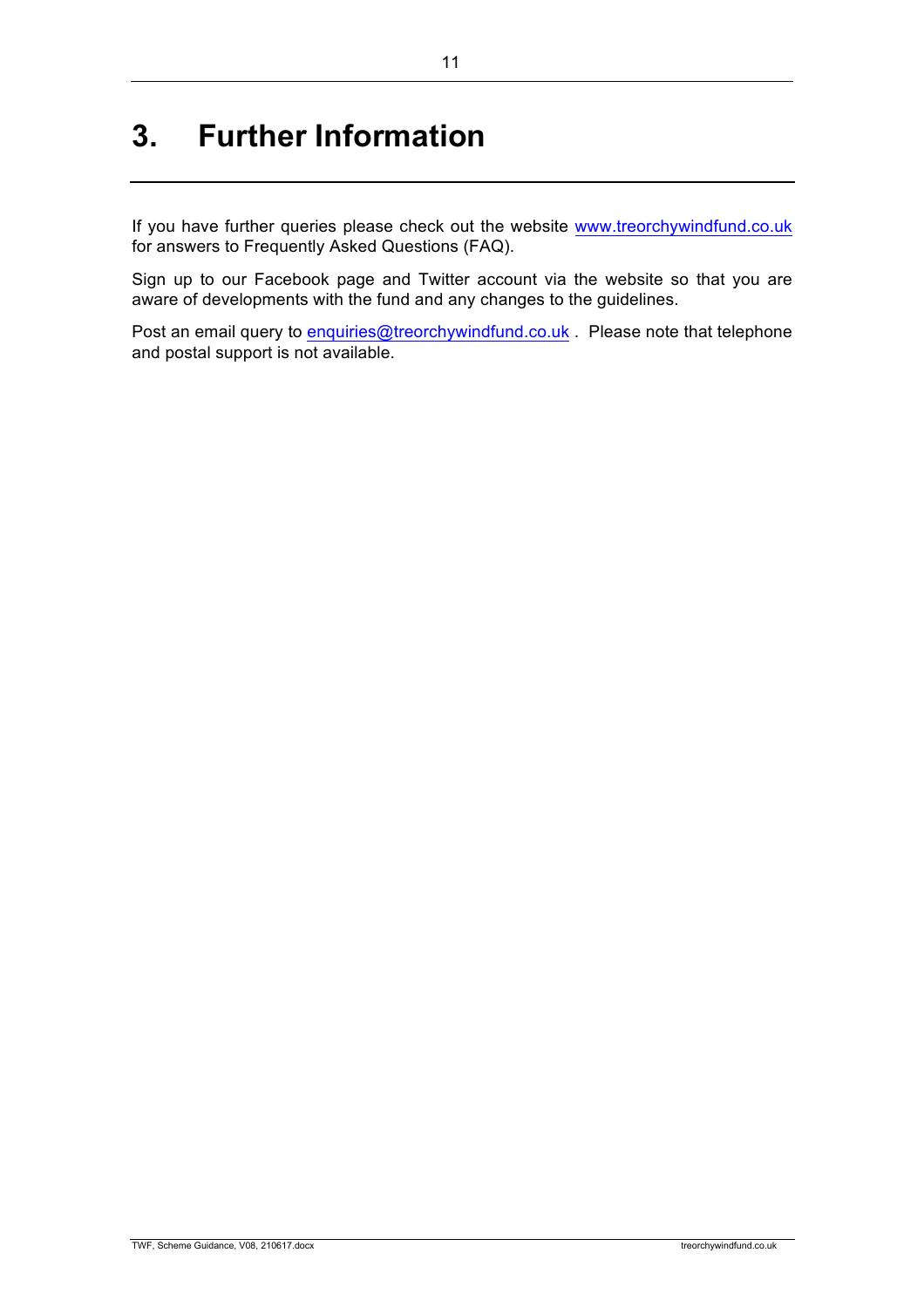# 3. Further Information

If you have further queries please check out the website www.treorchywindfund.co.uk for answers to Frequently Asked Questions (FAQ).

Sign up to our Facebook page and Twitter account via the website so that you are aware of developments with the fund and any changes to the guidelines.

Post an email query to enquiries@treorchywindfund.co.uk . Please note that telephone and postal support is not available.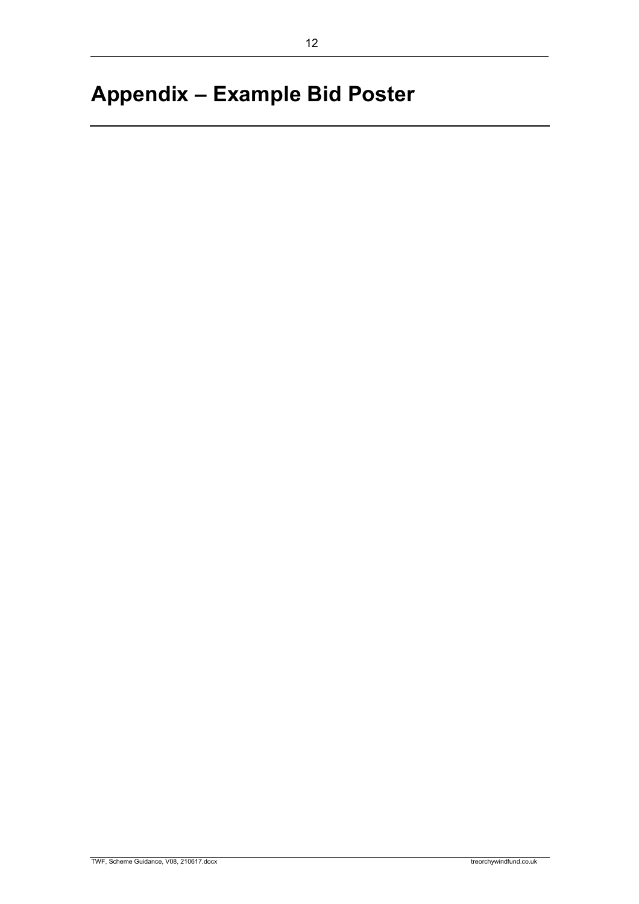# Appendix – Example Bid Poster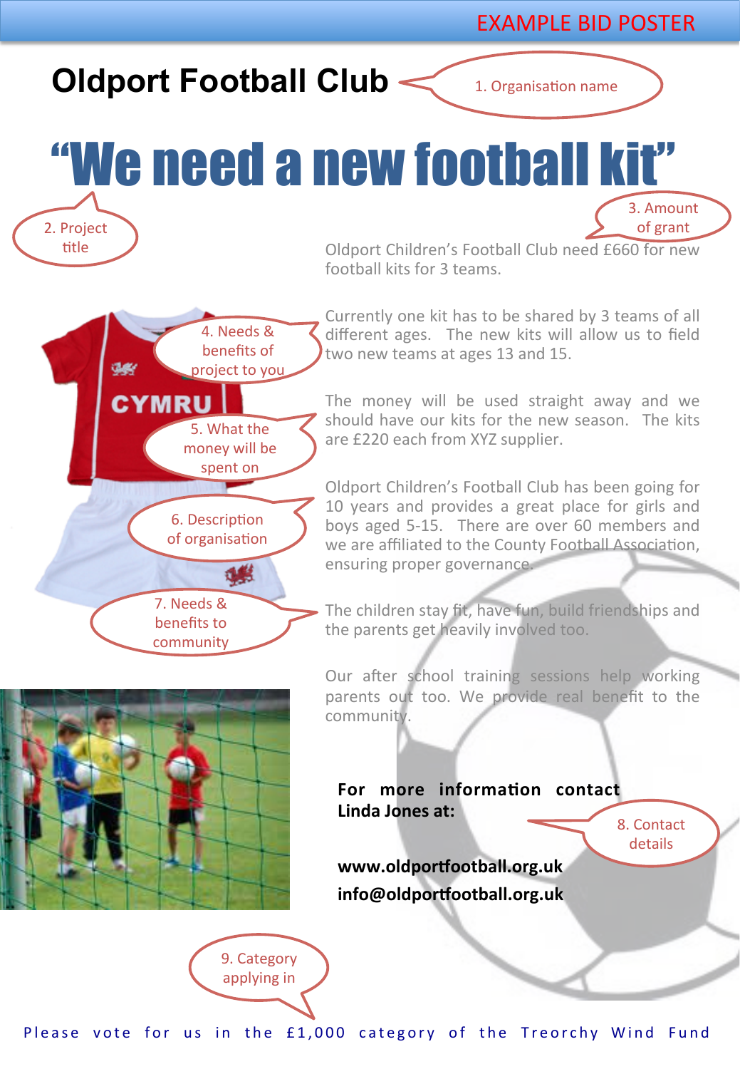EXAMPLE BID POSTER

# Oldport Football Club

1. Organisation name

## "We need a new football kit"

2. Project title

3. Amount of grant

Oldport Children's Football Club need £660 for new football kits for 3 teams.

4. Needs & benefits of project to you

Currently one kit has to be shared by 3 teams of all different ages. The new kits will allow us to field two new teams at ages 13 and 15.

5. What the money will be spent on

The money will be used straight away and we should have our kits for the new season. The kits are £220 each from XYZ supplier.

6. Description of organisation

Oldport Children's Football Club has been going for 10 years and provides a great place for girls and boys aged 5-15. There are over 60 members and we are affiliated to the County Football Association, ensuring proper governance.

7. Needs & benefits to community

The children stay fit, have fun, build friendships and the parents get heavily involved too.

Our after school training sessions help working parents out too. We provide real benefit to the community.

**For more information contact Linda Jones at:**

8. Contact details

**www.oldportfootball.org.uk**
**info@oldportfootball.org.uk**

9. Category applying in

Please vote for us in the £1,000 category of the Treorchy Wind Fund